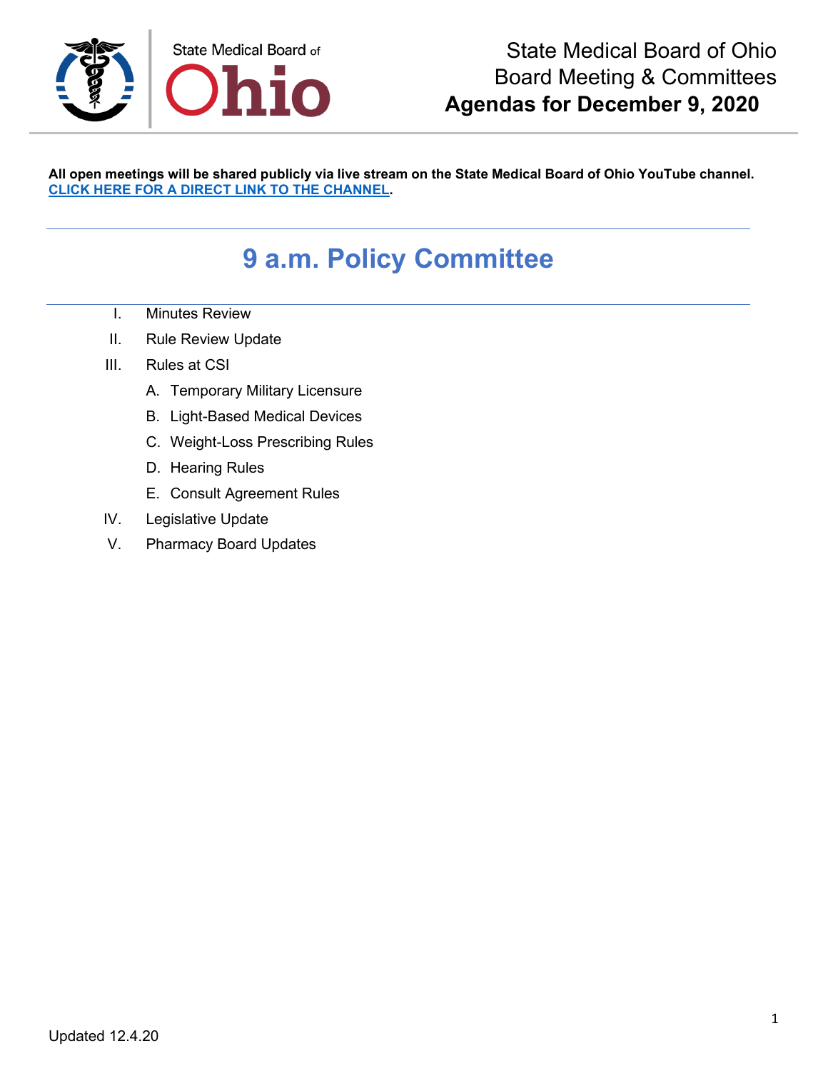State Medical Board of Ohio

# State Medical Board of Ohio
# Board Meeting & Committees
# **Agendas for December 9, 2020**

**All open meetings will be shared publicly via live stream on the State Medical Board of Ohio YouTube channel.**
**[CLICK HERE FOR A DIRECT LINK TO THE CHANNEL](#).**

## 9 a.m. Policy Committee

I. Minutes Review

II. Rule Review Update

III. Rules at CSI

  A. Temporary Military Licensure

  B. Light-Based Medical Devices

  C. Weight-Loss Prescribing Rules

  D. Hearing Rules

  E. Consult Agreement Rules

IV. Legislative Update

V. Pharmacy Board Updates

Updated 12.4.20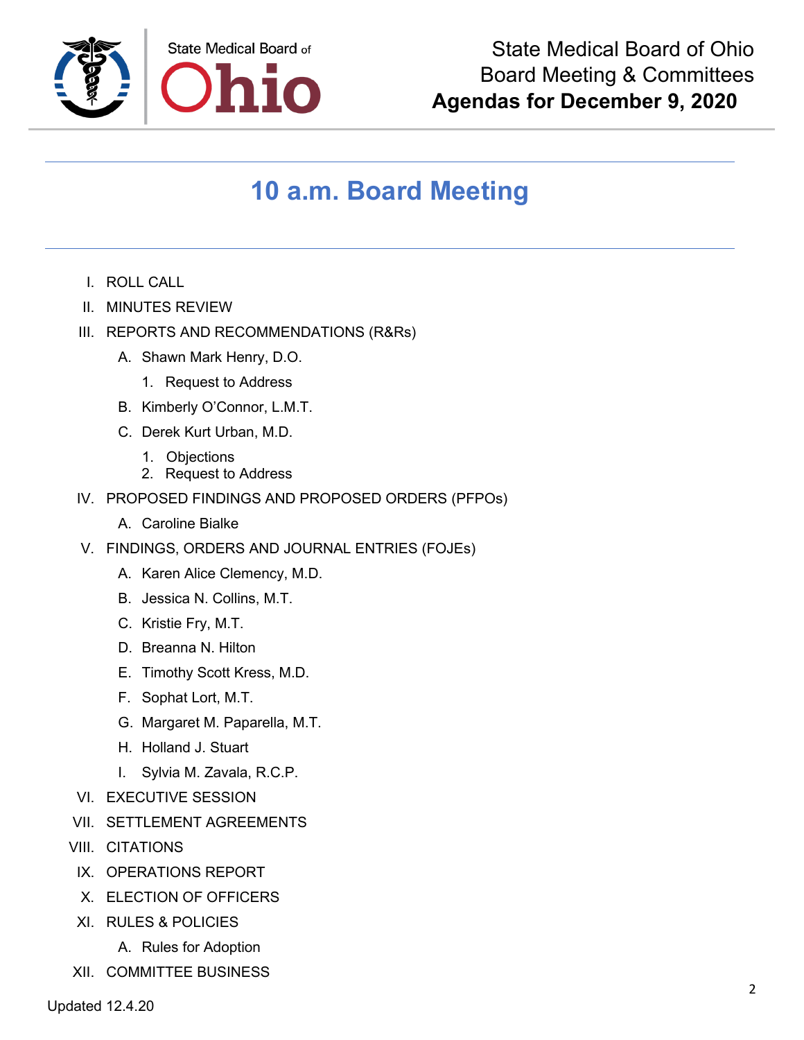# State Medical Board of Ohio
## Board Meeting & Committees
**Agendas for December 9, 2020**

## 10 a.m. Board Meeting

I. ROLL CALL

II. MINUTES REVIEW

III. REPORTS AND RECOMMENDATIONS (R&Rs)

   A. Shawn Mark Henry, D.O.

      1. Request to Address

   B. Kimberly O'Connor, L.M.T.

   C. Derek Kurt Urban, M.D.

      1. Objections
      2. Request to Address

IV. PROPOSED FINDINGS AND PROPOSED ORDERS (PFPOs)

   A. Caroline Bialke

V. FINDINGS, ORDERS AND JOURNAL ENTRIES (FOJEs)

   A. Karen Alice Clemency, M.D.

   B. Jessica N. Collins, M.T.

   C. Kristie Fry, M.T.

   D. Breanna N. Hilton

   E. Timothy Scott Kress, M.D.

   F. Sophat Lort, M.T.

   G. Margaret M. Paparella, M.T.

   H. Holland J. Stuart

   I. Sylvia M. Zavala, R.C.P.

VI. EXECUTIVE SESSION

VII. SETTLEMENT AGREEMENTS

VIII. CITATIONS

IX. OPERATIONS REPORT

X. ELECTION OF OFFICERS

XI. RULES & POLICIES

   A. Rules for Adoption

XII. COMMITTEE BUSINESS

Updated 12.4.20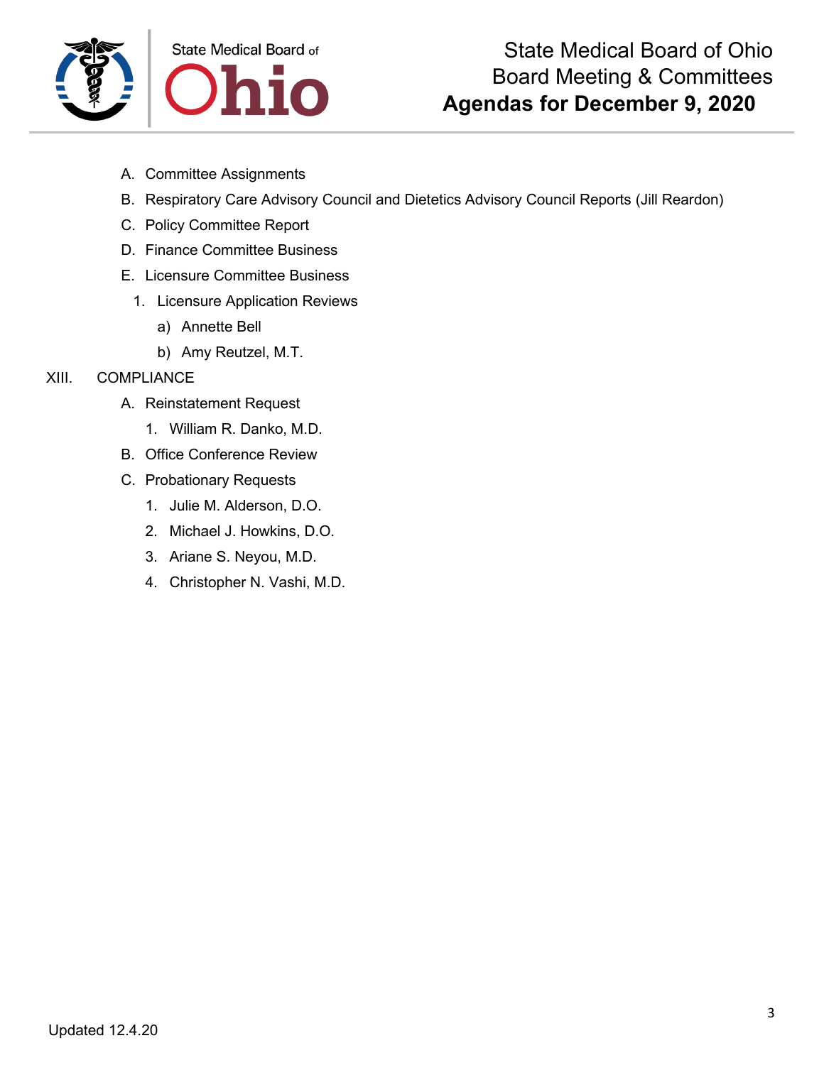A. Committee Assignments

B. Respiratory Care Advisory Council and Dietetics Advisory Council Reports (Jill Reardon)

C. Policy Committee Report

D. Finance Committee Business

E. Licensure Committee Business

   1. Licensure Application Reviews

      a) Annette Bell

      b) Amy Reutzel, M.T.

XIII. COMPLIANCE

A. Reinstatement Request

   1. William R. Danko, M.D.

B. Office Conference Review

C. Probationary Requests

   1. Julie M. Alderson, D.O.

   2. Michael J. Howkins, D.O.

   3. Ariane S. Neyou, M.D.

   4. Christopher N. Vashi, M.D.